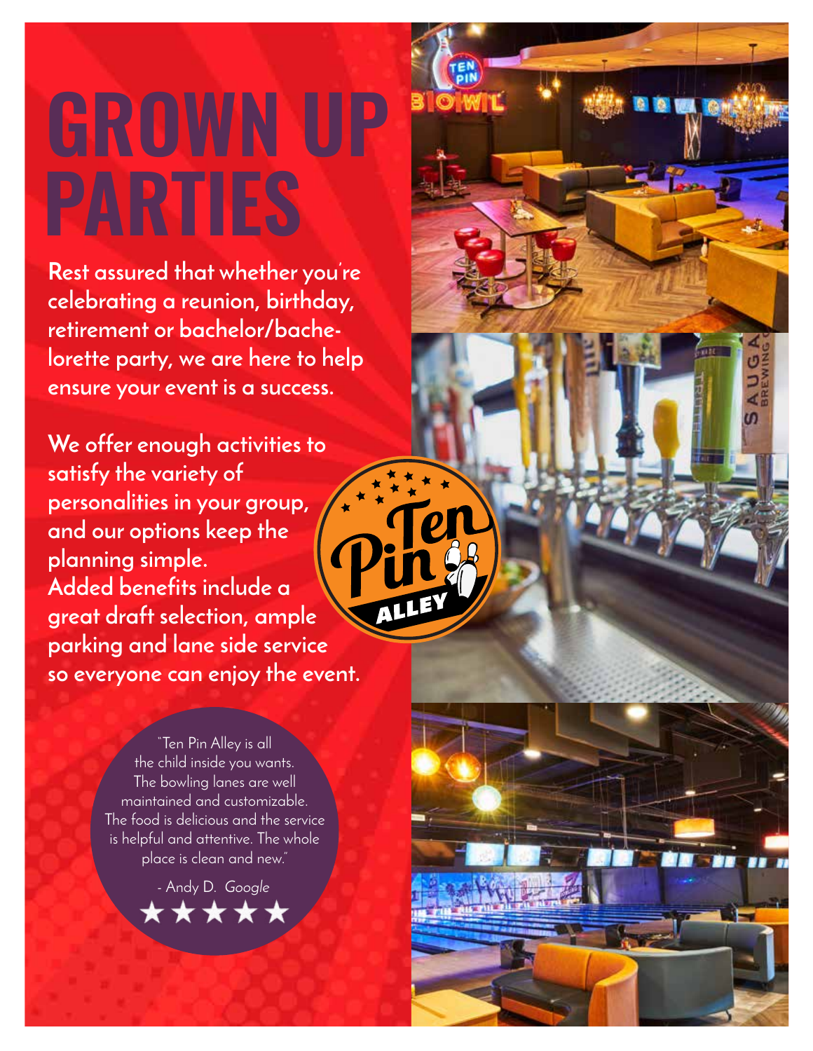# GROWN UP PARTIES

**Rest assured that whether you're celebrating a reunion, birthday, retirement or bachelor/bachelorette party, we are here to help ensure your event is a success.**

**We offer enough activities to satisfy the variety of personalities in your group, and our options keep the planning simple. Added benefits include a great draft selection, ample parking and lane side service so everyone can enjoy the event.**

"Ten Pin Alley is all the child inside you wants. The bowling lanes are well maintained and customizable. The food is delicious and the service is helpful and attentive. The whole place is clean and new."

- Andy D. *Google*

★★★★★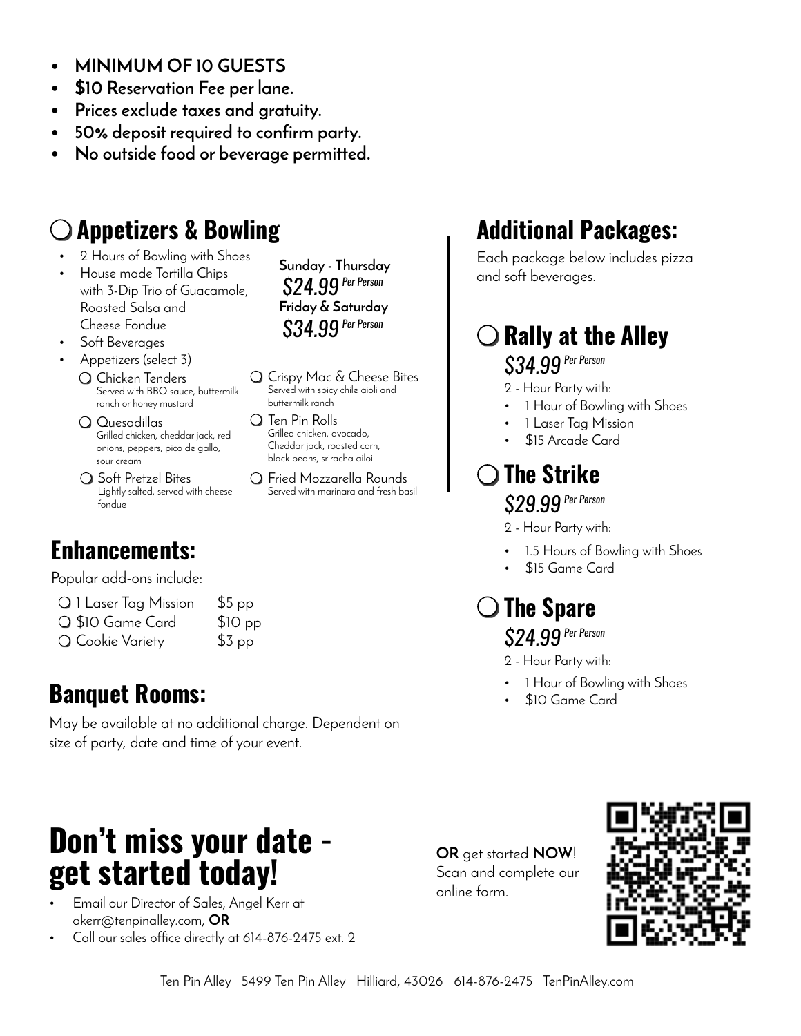- **MINIMUM OF 10 GUESTS**
- **$10 Reservation Fee per lane.**
- **Prices exclude taxes and gratuity.**
- **50% deposit required to confirm party.**
- **No outside food or beverage permitted.**

## ○ Appetizers & Bowling

- 2 Hours of Bowling with Shoes
- House made Tortilla Chips with 3-Dip Trio of Guacamole, Roasted Salsa and Cheese Fondue
- Soft Beverages
- Appetizers (select 3)
  - ○ Chicken Tenders
    Served with BBQ sauce, buttermilk ranch or honey mustard
  - ○ Quesadillas
    Grilled chicken, cheddar jack, red onions, peppers, pico de gallo, sour cream
  - ○ Soft Pretzel Bites
    Lightly salted, served with cheese fondue
  - ○ Crispy Mac & Cheese Bites
    Served with spicy chile aioli and buttermilk ranch
  - ○ Ten Pin Rolls
    Grilled chicken, avocado, Cheddar jack, roasted corn, black beans, sriracha ailoi
  - ○ Fried Mozzarella Rounds
    Served with marinara and fresh basil

**Sunday - Thursday**
*$24.99 Per Person*
**Friday & Saturday**
*$34.99 Per Person*

## Enhancements:

Popular add-ons include:

- ○ 1 Laser Tag Mission $5 pp
- ○ $10 Game Card $10 pp
- ○ Cookie Variety $3 pp

## Banquet Rooms:

May be available at no additional charge. Dependent on size of party, date and time of your event.

## Additional Packages:

Each package below includes pizza and soft beverages.

### ○ Rally at the Alley

*$34.99 Per Person*

2 - Hour Party with:

- 1 Hour of Bowling with Shoes
- 1 Laser Tag Mission
- $15 Arcade Card

### ○ The Strike

*$29.99 Per Person*

2 - Hour Party with:

- 1.5 Hours of Bowling with Shoes
- $15 Game Card

### ○ The Spare

*$24.99 Per Person*

2 - Hour Party with:

- 1 Hour of Bowling with Shoes
- $10 Game Card

# Don't miss your date - get started today!

- Email our Director of Sales, Angel Kerr at akerr@tenpinalley.com, **OR**
- Call our sales office directly at 614-876-2475 ext. 2

**OR** get started **NOW**! Scan and complete our online form.

Ten Pin Alley 5499 Ten Pin Alley Hilliard, 43026 614-876-2475 TenPinAlley.com